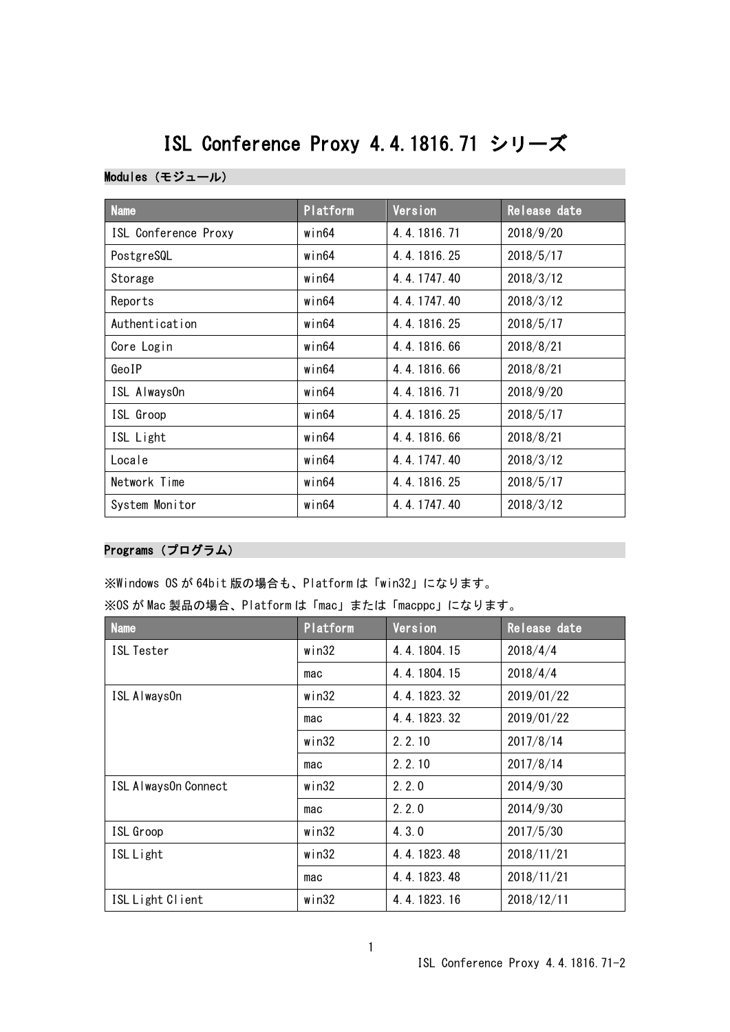# ISL Conference Proxy 4.4.1816.71 シリーズ

## Modules（モジュール）

| Name | Platform | Version | Release date |
|---|---|---|---|
| ISL Conference Proxy | win64 | 4.4.1816.71 | 2018/9/20 |
| PostgreSQL | win64 | 4.4.1816.25 | 2018/5/17 |
| Storage | win64 | 4.4.1747.40 | 2018/3/12 |
| Reports | win64 | 4.4.1747.40 | 2018/3/12 |
| Authentication | win64 | 4.4.1816.25 | 2018/5/17 |
| Core Login | win64 | 4.4.1816.66 | 2018/8/21 |
| GeoIP | win64 | 4.4.1816.66 | 2018/8/21 |
| ISL AlwaysOn | win64 | 4.4.1816.71 | 2018/9/20 |
| ISL Groop | win64 | 4.4.1816.25 | 2018/5/17 |
| ISL Light | win64 | 4.4.1816.66 | 2018/8/21 |
| Locale | win64 | 4.4.1747.40 | 2018/3/12 |
| Network Time | win64 | 4.4.1816.25 | 2018/5/17 |
| System Monitor | win64 | 4.4.1747.40 | 2018/3/12 |

## Programs（プログラム）

※Windows OS が 64bit 版の場合も、Platform は「win32」になります。

※OS が Mac 製品の場合、Platform は「mac」または「macppc」になります。

| Name | Platform | Version | Release date |
|---|---|---|---|
| ISL Tester | win32 | 4.4.1804.15 | 2018/4/4 |
| | mac | 4.4.1804.15 | 2018/4/4 |
| ISL AlwaysOn | win32 | 4.4.1823.32 | 2019/01/22 |
| | mac | 4.4.1823.32 | 2019/01/22 |
| | win32 | 2.2.10 | 2017/8/14 |
| | mac | 2.2.10 | 2017/8/14 |
| ISL AlwaysOn Connect | win32 | 2.2.0 | 2014/9/30 |
| | mac | 2.2.0 | 2014/9/30 |
| ISL Groop | win32 | 4.3.0 | 2017/5/30 |
| ISL Light | win32 | 4.4.1823.48 | 2018/11/21 |
| | mac | 4.4.1823.48 | 2018/11/21 |
| ISL Light Client | win32 | 4.4.1823.16 | 2018/12/11 |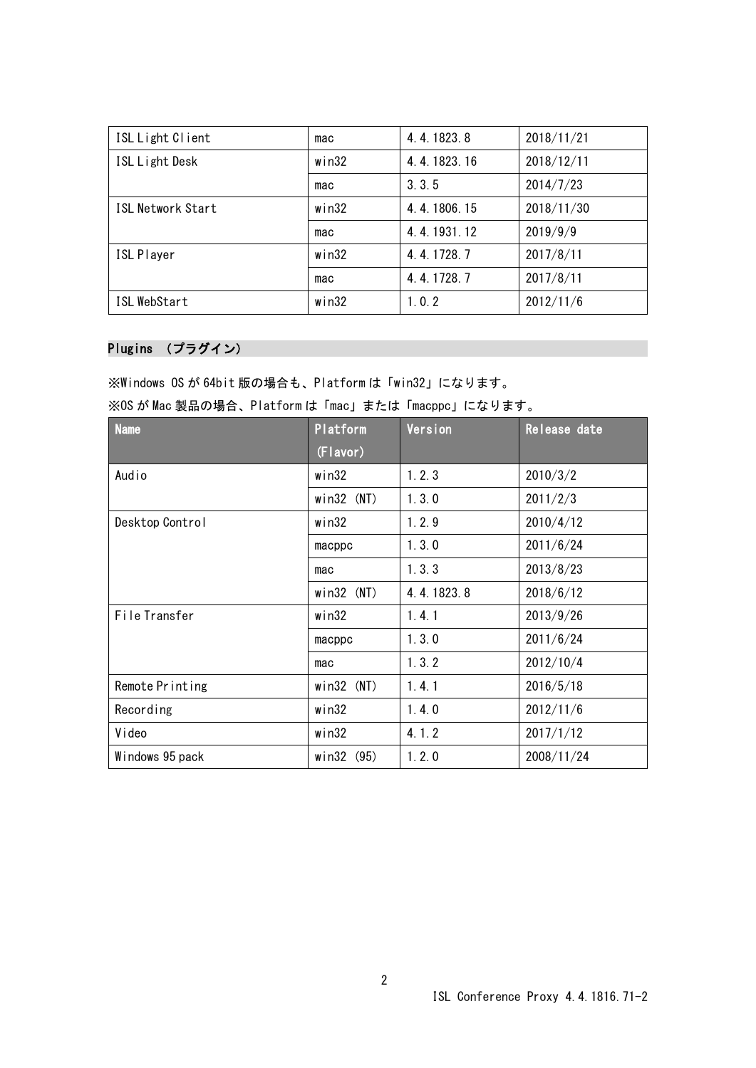| ISL Light Client | mac | 4.4.1823.8 | 2018/11/21 |
|---|---|---|---|
| ISL Light Desk | win32 | 4.4.1823.16 | 2018/12/11 |
| | mac | 3.3.5 | 2014/7/23 |
| ISL Network Start | win32 | 4.4.1806.15 | 2018/11/30 |
| | mac | 4.4.1931.12 | 2019/9/9 |
| ISL Player | win32 | 4.4.1728.7 | 2017/8/11 |
| | mac | 4.4.1728.7 | 2017/8/11 |
| ISL WebStart | win32 | 1.0.2 | 2012/11/6 |

## Plugins （プラグイン）

※Windows OS が 64bit 版の場合も、Platform は「win32」になります。

※OS が Mac 製品の場合、Platform は「mac」または「macppc」になります。

| Name | Platform (Flavor) | Version | Release date |
|---|---|---|---|
| Audio | win32 | 1.2.3 | 2010/3/2 |
| | win32 (NT) | 1.3.0 | 2011/2/3 |
| Desktop Control | win32 | 1.2.9 | 2010/4/12 |
| | macppc | 1.3.0 | 2011/6/24 |
| | mac | 1.3.3 | 2013/8/23 |
| | win32 (NT) | 4.4.1823.8 | 2018/6/12 |
| File Transfer | win32 | 1.4.1 | 2013/9/26 |
| | macppc | 1.3.0 | 2011/6/24 |
| | mac | 1.3.2 | 2012/10/4 |
| Remote Printing | win32 (NT) | 1.4.1 | 2016/5/18 |
| Recording | win32 | 1.4.0 | 2012/11/6 |
| Video | win32 | 4.1.2 | 2017/1/12 |
| Windows 95 pack | win32 (95) | 1.2.0 | 2008/11/24 |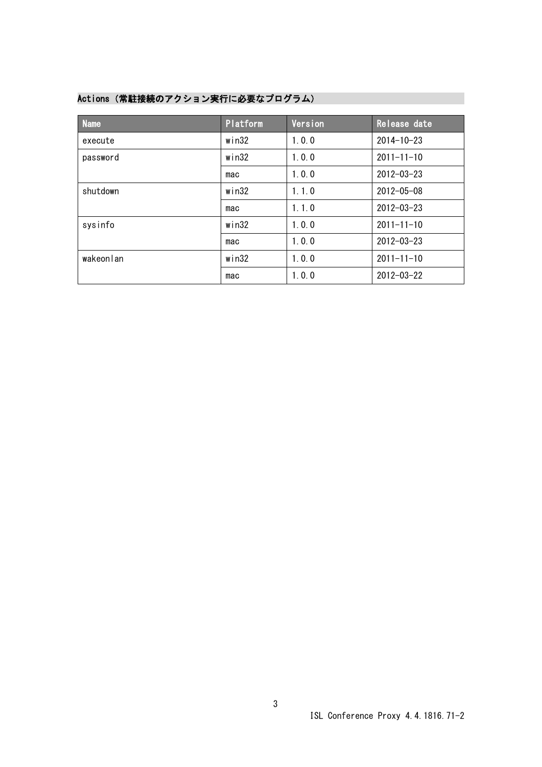## Actions（常駐接続のアクション実行に必要なプログラム）

| Name | Platform | Version | Release date |
| --- | --- | --- | --- |
| execute | win32 | 1.0.0 | 2014-10-23 |
| password | win32 | 1.0.0 | 2011-11-10 |
| | mac | 1.0.0 | 2012-03-23 |
| shutdown | win32 | 1.1.0 | 2012-05-08 |
| | mac | 1.1.0 | 2012-03-23 |
| sysinfo | win32 | 1.0.0 | 2011-11-10 |
| | mac | 1.0.0 | 2012-03-23 |
| wakeonlan | win32 | 1.0.0 | 2011-11-10 |
| | mac | 1.0.0 | 2012-03-22 |